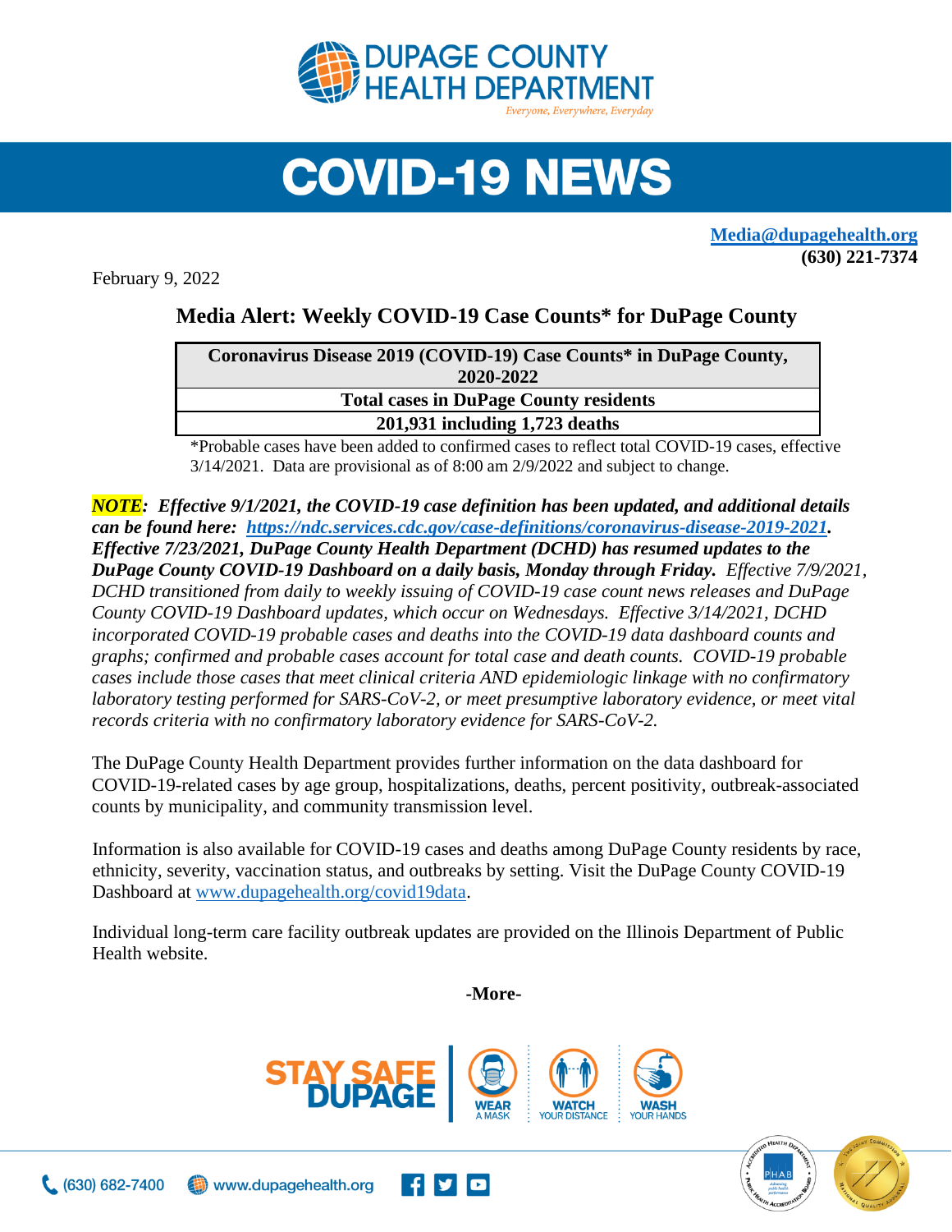DUPAGE COUNTY HEALTH DEPARTMENT

*Everyone, Everywhere, Everyday*

# COVID-19 NEWS

**Media@dupagehealth.org**
**(630) 221-7374**

February 9, 2022

## Media Alert: Weekly COVID-19 Case Counts* for DuPage County

| Coronavirus Disease 2019 (COVID-19) Case Counts* in DuPage County, 2020-2022 |
|---|
| **Total cases in DuPage County residents** |
| **201,931 including 1,723 deaths** |

*Probable cases have been added to confirmed cases to reflect total COVID-19 cases, effective 3/14/2021. Data are provisional as of 8:00 am 2/9/2022 and subject to change.

***NOTE*****:** ***Effective 9/1/2021, the COVID-19 case definition has been updated, and additional details can be found here: https://ndc.services.cdc.gov/case-definitions/coronavirus-disease-2019-2021. Effective 7/23/2021, DuPage County Health Department (DCHD) has resumed updates to the DuPage County COVID-19 Dashboard on a daily basis, Monday through Friday.*** *Effective 7/9/2021, DCHD transitioned from daily to weekly issuing of COVID-19 case count news releases and DuPage County COVID-19 Dashboard updates, which occur on Wednesdays. Effective 3/14/2021, DCHD incorporated COVID-19 probable cases and deaths into the COVID-19 data dashboard counts and graphs; confirmed and probable cases account for total case and death counts. COVID-19 probable cases include those cases that meet clinical criteria AND epidemiologic linkage with no confirmatory laboratory testing performed for SARS-CoV-2, or meet presumptive laboratory evidence, or meet vital records criteria with no confirmatory laboratory evidence for SARS-CoV-2.*

The DuPage County Health Department provides further information on the data dashboard for COVID-19-related cases by age group, hospitalizations, deaths, percent positivity, outbreak-associated counts by municipality, and community transmission level.

Information is also available for COVID-19 cases and deaths among DuPage County residents by race, ethnicity, severity, vaccination status, and outbreaks by setting. Visit the DuPage County COVID-19 Dashboard at www.dupagehealth.org/covid19data.

Individual long-term care facility outbreak updates are provided on the Illinois Department of Public Health website.

**-More-**

STAY SAFE DUPAGE | WEAR A MASK | WATCH YOUR DISTANCE | WASH YOUR HANDS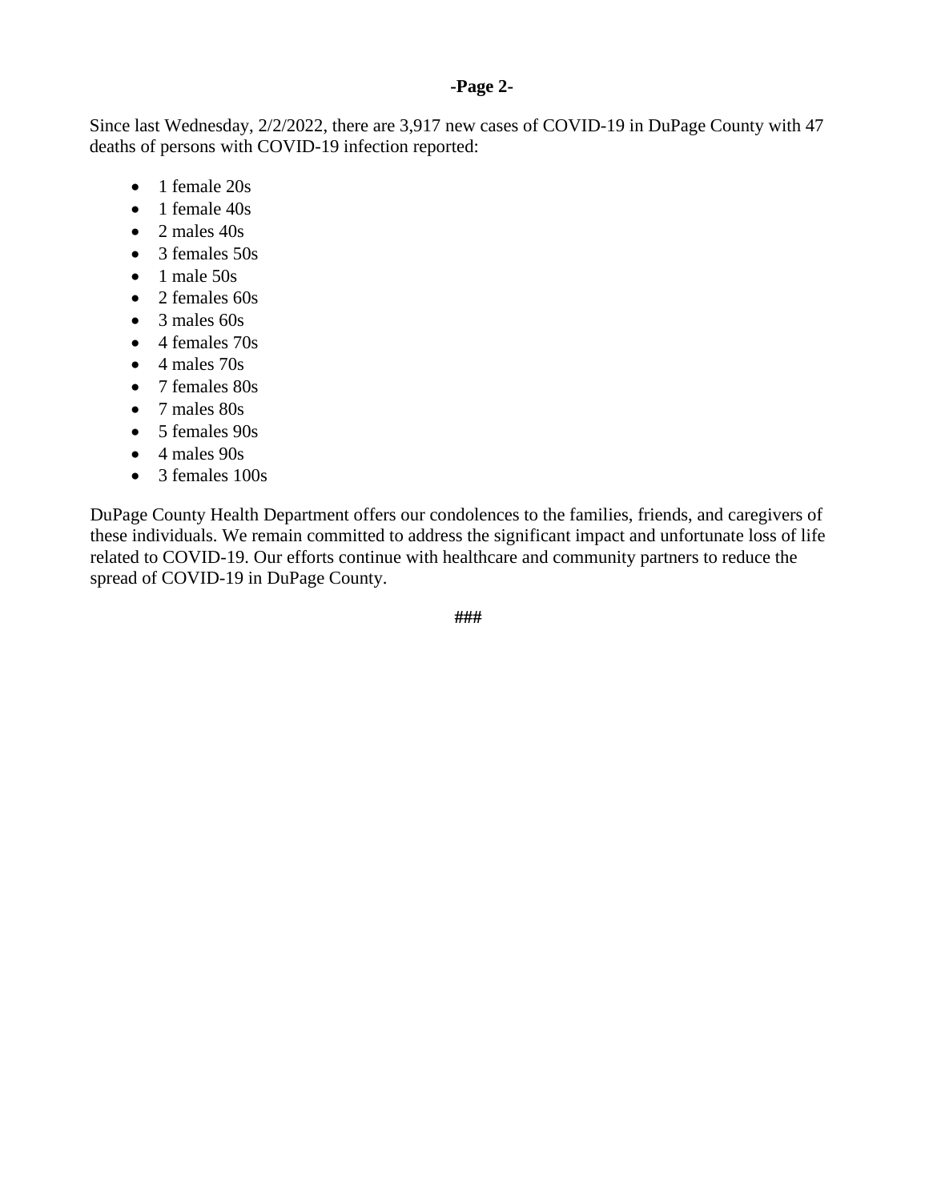Since last Wednesday, 2/2/2022, there are 3,917 new cases of COVID-19 in DuPage County with 47 deaths of persons with COVID-19 infection reported:

- 1 female 20s
- 1 female 40s
- 2 males 40s
- 3 females 50s
- 1 male 50s
- 2 females 60s
- 3 males 60s
- 4 females 70s
- 4 males 70s
- 7 females 80s
- 7 males 80s
- 5 females 90s
- 4 males 90s
- 3 females 100s

DuPage County Health Department offers our condolences to the families, friends, and caregivers of these individuals. We remain committed to address the significant impact and unfortunate loss of life related to COVID-19. Our efforts continue with healthcare and community partners to reduce the spread of COVID-19 in DuPage County.

**###**